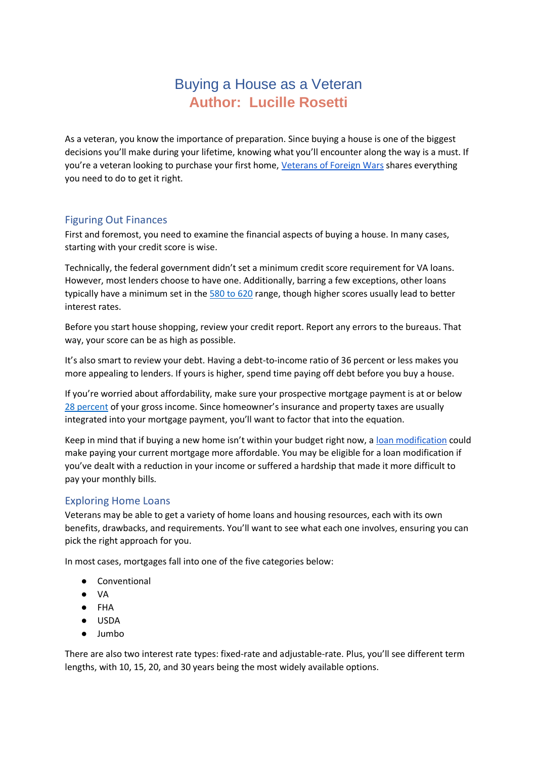# Buying a House as a Veteran

## Author: Lucille Rosetti

As a veteran, you know the importance of preparation. Since buying a house is one of the biggest decisions you'll make during your lifetime, knowing what you'll encounter along the way is a must. If you're a veteran looking to purchase your first home, Veterans of Foreign Wars shares everything you need to do to get it right.

### Figuring Out Finances

First and foremost, you need to examine the financial aspects of buying a house. In many cases, starting with your credit score is wise.

Technically, the federal government didn't set a minimum credit score requirement for VA loans. However, most lenders choose to have one. Additionally, barring a few exceptions, other loans typically have a minimum set in the 580 to 620 range, though higher scores usually lead to better interest rates.

Before you start house shopping, review your credit report. Report any errors to the bureaus. That way, your score can be as high as possible.

It's also smart to review your debt. Having a debt-to-income ratio of 36 percent or less makes you more appealing to lenders. If yours is higher, spend time paying off debt before you buy a house.

If you're worried about affordability, make sure your prospective mortgage payment is at or below 28 percent of your gross income. Since homeowner's insurance and property taxes are usually integrated into your mortgage payment, you'll want to factor that into the equation.

Keep in mind that if buying a new home isn't within your budget right now, a loan modification could make paying your current mortgage more affordable. You may be eligible for a loan modification if you've dealt with a reduction in your income or suffered a hardship that made it more difficult to pay your monthly bills.

### Exploring Home Loans

Veterans may be able to get a variety of home loans and housing resources, each with its own benefits, drawbacks, and requirements. You'll want to see what each one involves, ensuring you can pick the right approach for you.

In most cases, mortgages fall into one of the five categories below:

- Conventional
- VA
- FHA
- USDA
- Jumbo

There are also two interest rate types: fixed-rate and adjustable-rate. Plus, you'll see different term lengths, with 10, 15, 20, and 30 years being the most widely available options.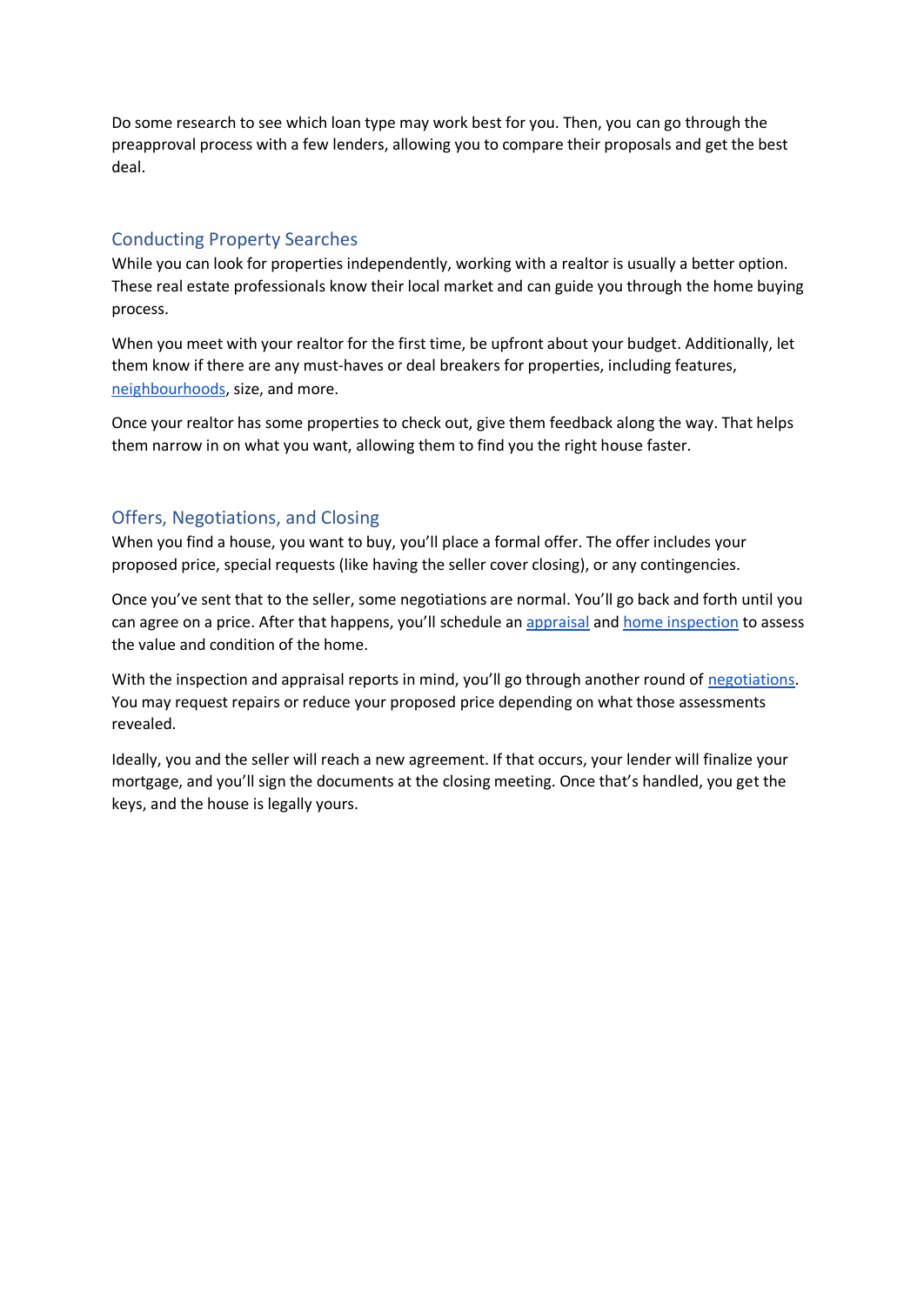Do some research to see which loan type may work best for you. Then, you can go through the preapproval process with a few lenders, allowing you to compare their proposals and get the best deal.

## Conducting Property Searches

While you can look for properties independently, working with a realtor is usually a better option. These real estate professionals know their local market and can guide you through the home buying process.

When you meet with your realtor for the first time, be upfront about your budget. Additionally, let them know if there are any must-haves or deal breakers for properties, including features, neighbourhoods, size, and more.

Once your realtor has some properties to check out, give them feedback along the way. That helps them narrow in on what you want, allowing them to find you the right house faster.

## Offers, Negotiations, and Closing

When you find a house, you want to buy, you'll place a formal offer. The offer includes your proposed price, special requests (like having the seller cover closing), or any contingencies.

Once you've sent that to the seller, some negotiations are normal. You'll go back and forth until you can agree on a price. After that happens, you'll schedule an appraisal and home inspection to assess the value and condition of the home.

With the inspection and appraisal reports in mind, you'll go through another round of negotiations. You may request repairs or reduce your proposed price depending on what those assessments revealed.

Ideally, you and the seller will reach a new agreement. If that occurs, your lender will finalize your mortgage, and you'll sign the documents at the closing meeting. Once that's handled, you get the keys, and the house is legally yours.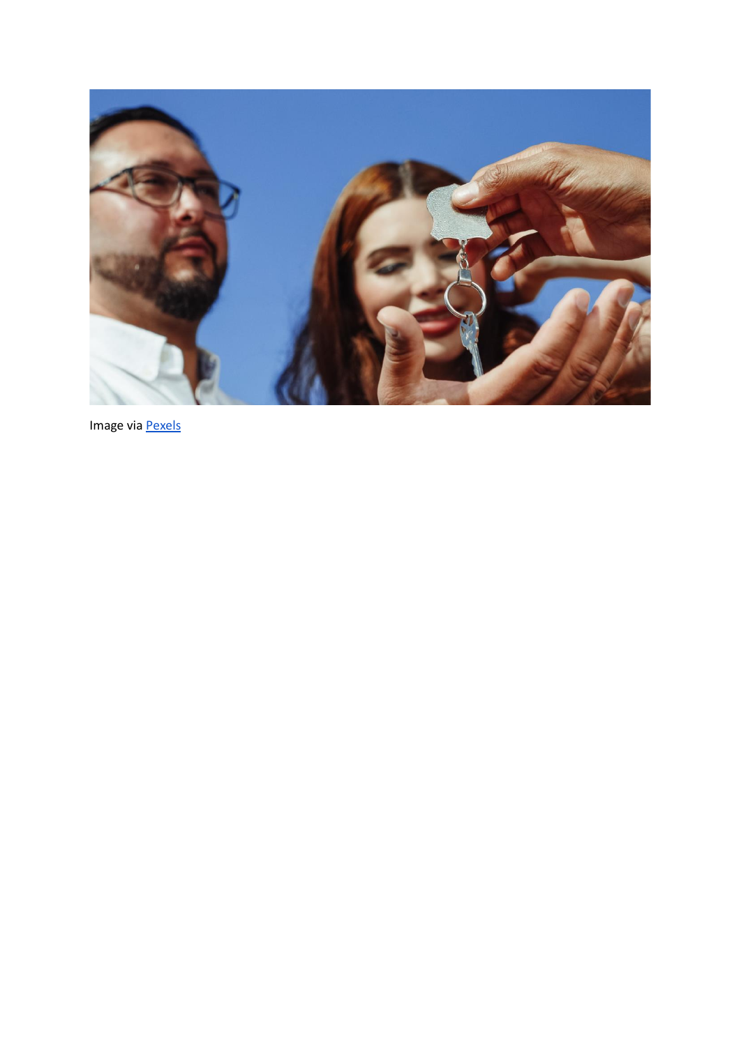Image via [Pexels](https://www.pexels.com)